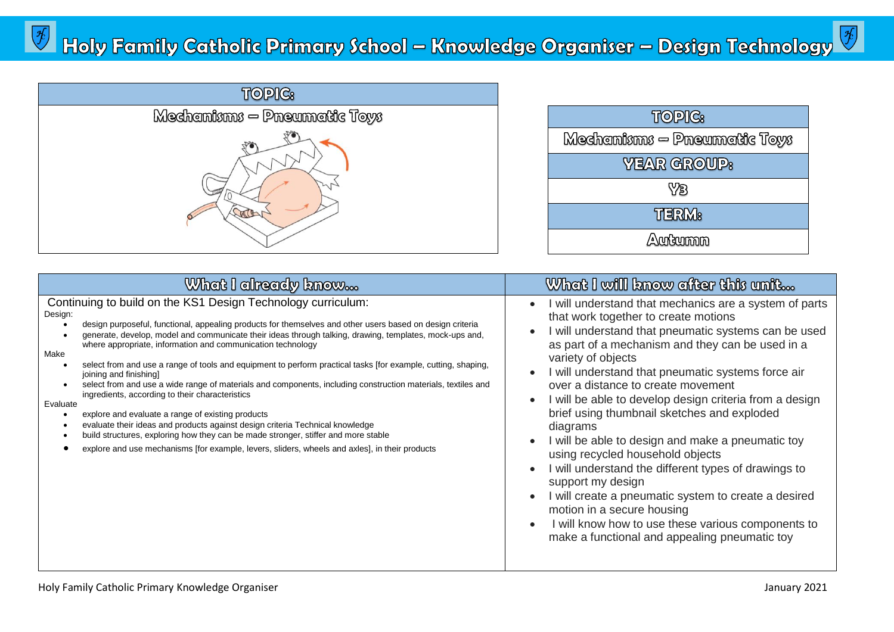# Holy Family Catholic Primary School – Knowledge Organiser – Design Technology

| TOPIC: |
| --- |
| Mechanisms – Pneumatic Toys |

| TOPIC: |
| --- |
| Mechanisms – Pneumatic Toys |
| **YEAR GROUP:** |
| Y3 |
| **TERM:** |
| Autumn |

## What I already know…

Continuing to build on the KS1 Design Technology curriculum:

Design:

- design purposeful, functional, appealing products for themselves and other users based on design criteria
- generate, develop, model and communicate their ideas through talking, drawing, templates, mock-ups and, where appropriate, information and communication technology

Make

- select from and use a range of tools and equipment to perform practical tasks [for example, cutting, shaping, joining and finishing]
- select from and use a wide range of materials and components, including construction materials, textiles and ingredients, according to their characteristics

Evaluate

- explore and evaluate a range of existing products
- evaluate their ideas and products against design criteria Technical knowledge
- build structures, exploring how they can be made stronger, stiffer and more stable
- explore and use mechanisms [for example, levers, sliders, wheels and axles], in their products

## What I will know after this unit…

- I will understand that mechanics are a system of parts that work together to create motions
- I will understand that pneumatic systems can be used as part of a mechanism and they can be used in a variety of objects
- I will understand that pneumatic systems force air over a distance to create movement
- I will be able to develop design criteria from a design brief using thumbnail sketches and exploded diagrams
- I will be able to design and make a pneumatic toy using recycled household objects
- I will understand the different types of drawings to support my design
- I will create a pneumatic system to create a desired motion in a secure housing
- I will know how to use these various components to make a functional and appealing pneumatic toy

Holy Family Catholic Primary Knowledge Organiser — January 2021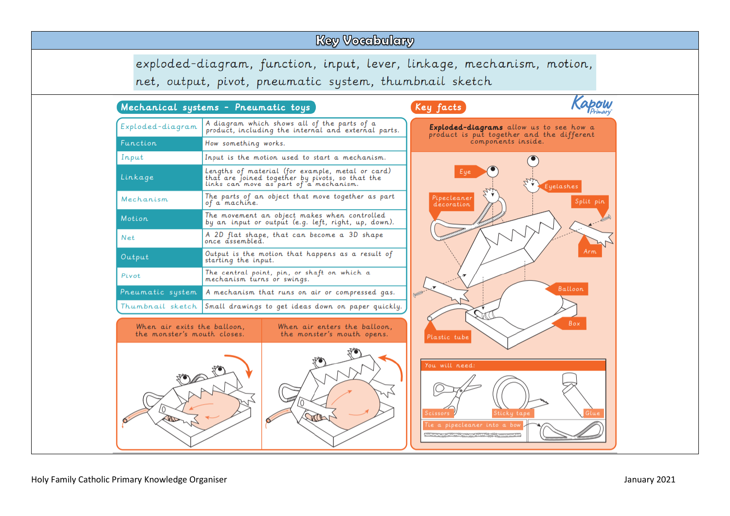# Key Vocabulary

exploded-diagram, function, input, lever, linkage, mechanism, motion, net, output, pivot, pneumatic system, thumbnail sketch

## Mechanical systems - Pneumatic toys

| | |
|---|---|
| Exploded-diagram | A diagram which shows all of the parts of a product, including the internal and external parts. |
| Function | How something works. |
| Input | Input is the motion used to start a mechanism. |
| Linkage | Lengths of material (for example, metal or card) that are joined together by pivots, so that the links can move as part of a mechanism. |
| Mechanism | The parts of an object that move together as part of a machine. |
| Motion | The movement an object makes when controlled by an input or output (e.g. left, right, up, down). |
| Net | A 2D flat shape, that can become a 3D shape once assembled. |
| Output | Output is the motion that happens as a result of starting the input. |
| Pivot | The central point, pin, or shaft on which a mechanism turns or swings. |
| Pneumatic system | A mechanism that runs on air or compressed gas. |
| Thumbnail sketch | Small drawings to get ideas down on paper quickly. |

When air exits the balloon, the monster's mouth closes.

When air enters the balloon, the monster's mouth opens.

## Key facts

**Exploded-diagrams** allow us to see how a product is put together and the different components inside.

Eye

Eyelashes

Pipecleaner decoration

Split pin

Arm

Balloon

Box

Plastic tube

You will need:

Scissors

Sticky tape

Glue

Tie a pipecleaner into a bow

Holy Family Catholic Primary Knowledge Organiser

January 2021